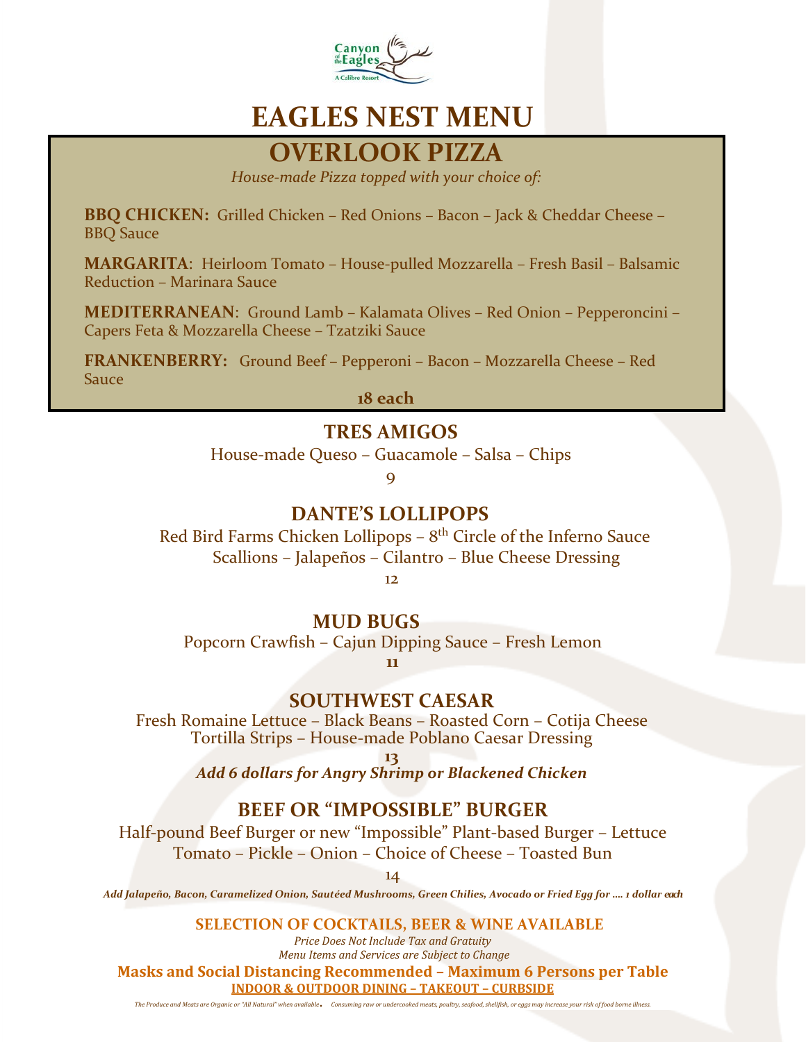Canyon of the Eagles
A Calibre Resort

# EAGLES NEST MENU

## OVERLOOK PIZZA

*House-made Pizza topped with your choice of:*

**BBQ CHICKEN:** Grilled Chicken – Red Onions – Bacon – Jack & Cheddar Cheese – BBQ Sauce

**MARGARITA**: Heirloom Tomato – House-pulled Mozzarella – Fresh Basil – Balsamic Reduction – Marinara Sauce

**MEDITERRANEAN**: Ground Lamb – Kalamata Olives – Red Onion – Pepperoncini – Capers Feta & Mozzarella Cheese – Tzatziki Sauce

**FRANKENBERRY:** Ground Beef – Pepperoni – Bacon – Mozzarella Cheese – Red Sauce

**18 each**

## TRES AMIGOS

House-made Queso – Guacamole – Salsa – Chips

9

## DANTE'S LOLLIPOPS

Red Bird Farms Chicken Lollipops – 8th Circle of the Inferno Sauce
Scallions – Jalapeños – Cilantro – Blue Cheese Dressing

12

## MUD BUGS

Popcorn Crawfish – Cajun Dipping Sauce – Fresh Lemon

**11**

## SOUTHWEST CAESAR

Fresh Romaine Lettuce – Black Beans – Roasted Corn – Cotija Cheese
Tortilla Strips – House-made Poblano Caesar Dressing

**13**

***Add 6 dollars for Angry Shrimp or Blackened Chicken***

## BEEF OR "IMPOSSIBLE" BURGER

Half-pound Beef Burger or new "Impossible" Plant-based Burger – Lettuce
Tomato – Pickle – Onion – Choice of Cheese – Toasted Bun

14

***Add Jalapeño, Bacon, Caramelized Onion, Sautéed Mushrooms, Green Chilies, Avocado or Fried Egg for …. 1 dollar each***

**SELECTION OF COCKTAILS, BEER & WINE AVAILABLE**

*Price Does Not Include Tax and Gratuity*
*Menu Items and Services are Subject to Change*

**Masks and Social Distancing Recommended – Maximum 6 Persons per Table**

**INDOOR & OUTDOOR DINING – TAKEOUT – CURBSIDE**

*The Produce and Meats are Organic or "All Natural" when available. Consuming raw or undercooked meats, poultry, seafood, shellfish, or eggs may increase your risk of food borne illness.*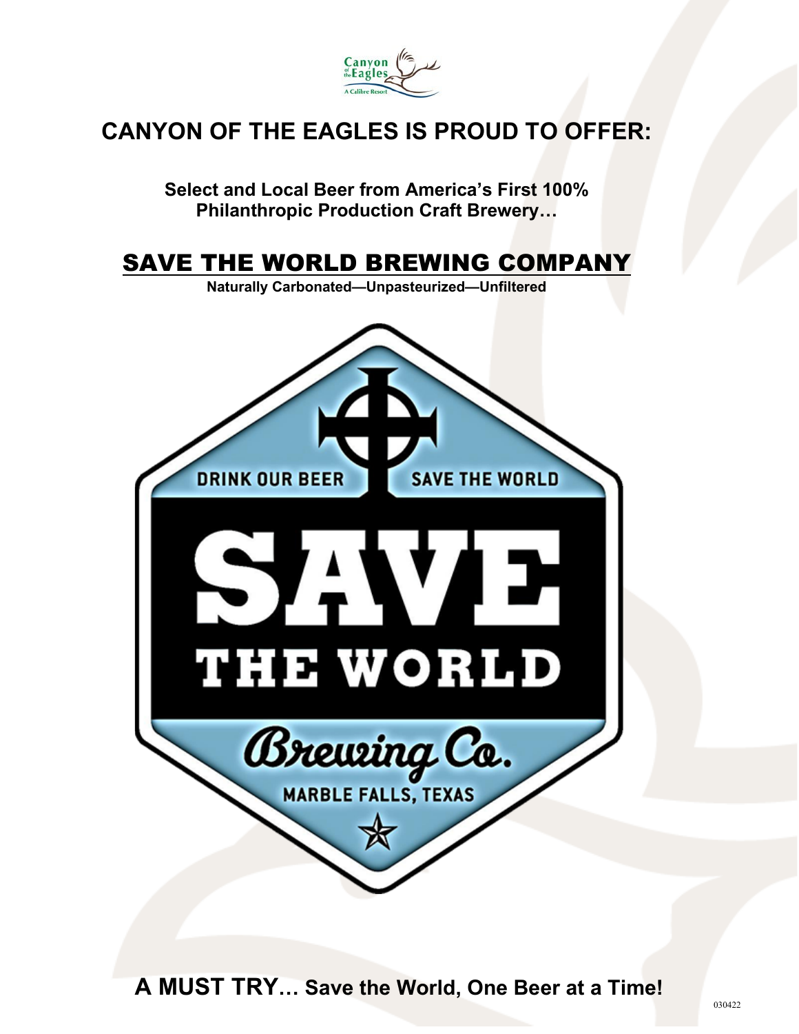# CANYON OF THE EAGLES IS PROUD TO OFFER:

**Select and Local Beer from America's First 100% Philanthropic Production Craft Brewery…**

## SAVE THE WORLD BREWING COMPANY

**Naturally Carbonated—Unpasteurized—Unfiltered**

DRINK OUR BEER SAVE THE WORLD

SAVE THE WORLD

Brewing Co.

MARBLE FALLS, TEXAS

**A MUST TRY… Save the World, One Beer at a Time!**

030422